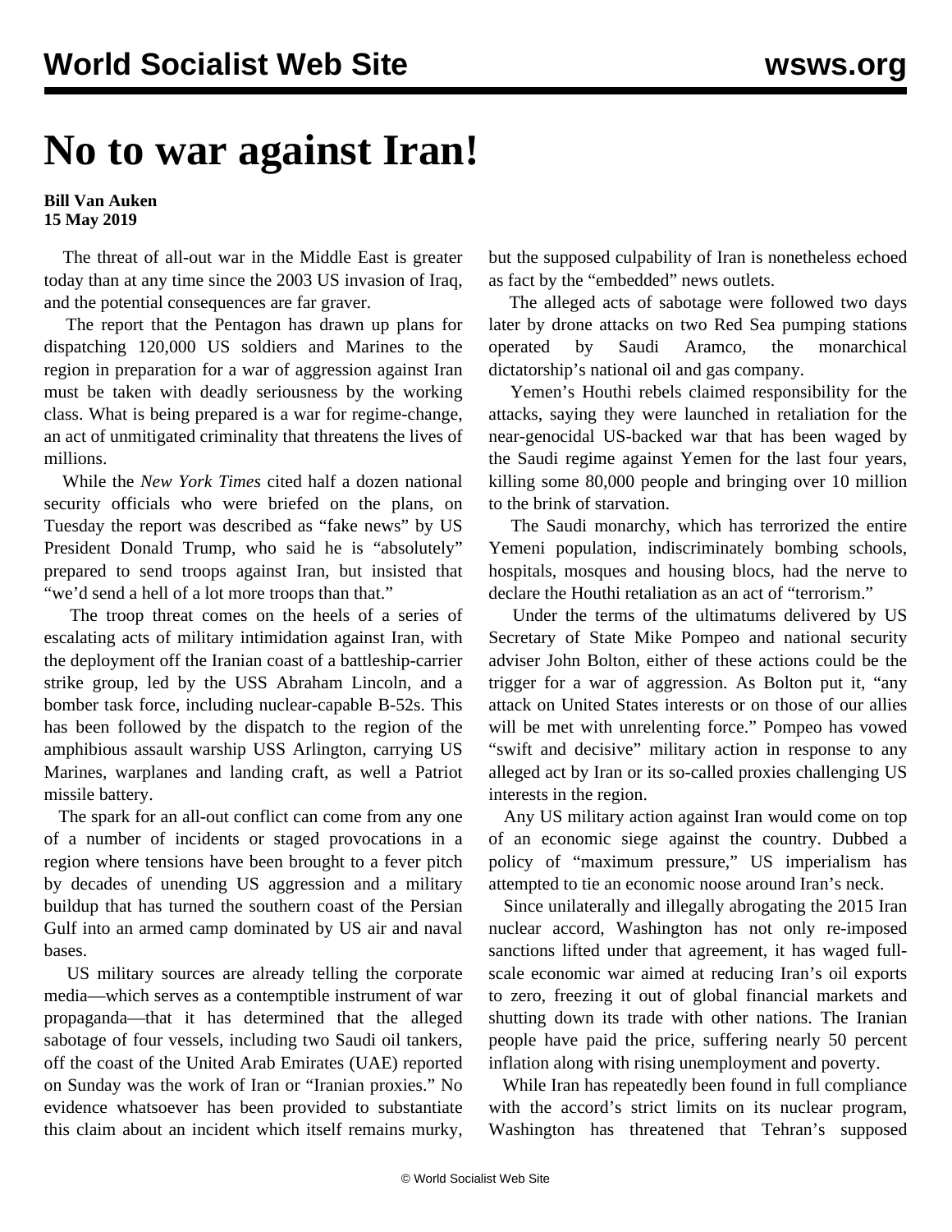# No to war against Iran!

**Bill Van Auken**
**15 May 2019**

The threat of all-out war in the Middle East is greater today than at any time since the 2003 US invasion of Iraq, and the potential consequences are far graver.

The report that the Pentagon has drawn up plans for dispatching 120,000 US soldiers and Marines to the region in preparation for a war of aggression against Iran must be taken with deadly seriousness by the working class. What is being prepared is a war for regime-change, an act of unmitigated criminality that threatens the lives of millions.

While the *New York Times* cited half a dozen national security officials who were briefed on the plans, on Tuesday the report was described as "fake news" by US President Donald Trump, who said he is "absolutely" prepared to send troops against Iran, but insisted that "we'd send a hell of a lot more troops than that."

The troop threat comes on the heels of a series of escalating acts of military intimidation against Iran, with the deployment off the Iranian coast of a battleship-carrier strike group, led by the USS Abraham Lincoln, and a bomber task force, including nuclear-capable B-52s. This has been followed by the dispatch to the region of the amphibious assault warship USS Arlington, carrying US Marines, warplanes and landing craft, as well a Patriot missile battery.

The spark for an all-out conflict can come from any one of a number of incidents or staged provocations in a region where tensions have been brought to a fever pitch by decades of unending US aggression and a military buildup that has turned the southern coast of the Persian Gulf into an armed camp dominated by US air and naval bases.

US military sources are already telling the corporate media—which serves as a contemptible instrument of war propaganda—that it has determined that the alleged sabotage of four vessels, including two Saudi oil tankers, off the coast of the United Arab Emirates (UAE) reported on Sunday was the work of Iran or "Iranian proxies." No evidence whatsoever has been provided to substantiate this claim about an incident which itself remains murky, but the supposed culpability of Iran is nonetheless echoed as fact by the "embedded" news outlets.

The alleged acts of sabotage were followed two days later by drone attacks on two Red Sea pumping stations operated by Saudi Aramco, the monarchical dictatorship's national oil and gas company.

Yemen's Houthi rebels claimed responsibility for the attacks, saying they were launched in retaliation for the near-genocidal US-backed war that has been waged by the Saudi regime against Yemen for the last four years, killing some 80,000 people and bringing over 10 million to the brink of starvation.

The Saudi monarchy, which has terrorized the entire Yemeni population, indiscriminately bombing schools, hospitals, mosques and housing blocs, had the nerve to declare the Houthi retaliation as an act of "terrorism."

Under the terms of the ultimatums delivered by US Secretary of State Mike Pompeo and national security adviser John Bolton, either of these actions could be the trigger for a war of aggression. As Bolton put it, "any attack on United States interests or on those of our allies will be met with unrelenting force." Pompeo has vowed "swift and decisive" military action in response to any alleged act by Iran or its so-called proxies challenging US interests in the region.

Any US military action against Iran would come on top of an economic siege against the country. Dubbed a policy of "maximum pressure," US imperialism has attempted to tie an economic noose around Iran's neck.

Since unilaterally and illegally abrogating the 2015 Iran nuclear accord, Washington has not only re-imposed sanctions lifted under that agreement, it has waged full-scale economic war aimed at reducing Iran's oil exports to zero, freezing it out of global financial markets and shutting down its trade with other nations. The Iranian people have paid the price, suffering nearly 50 percent inflation along with rising unemployment and poverty.

While Iran has repeatedly been found in full compliance with the accord's strict limits on its nuclear program, Washington has threatened that Tehran's supposed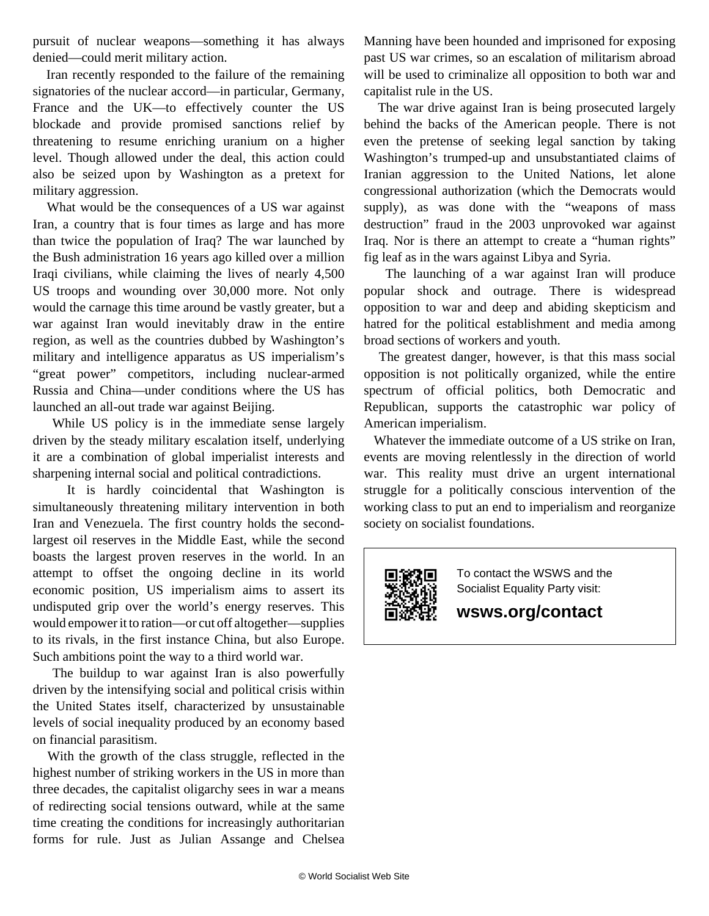pursuit of nuclear weapons—something it has always denied—could merit military action.

Iran recently responded to the failure of the remaining signatories of the nuclear accord—in particular, Germany, France and the UK—to effectively counter the US blockade and provide promised sanctions relief by threatening to resume enriching uranium on a higher level. Though allowed under the deal, this action could also be seized upon by Washington as a pretext for military aggression.

What would be the consequences of a US war against Iran, a country that is four times as large and has more than twice the population of Iraq? The war launched by the Bush administration 16 years ago killed over a million Iraqi civilians, while claiming the lives of nearly 4,500 US troops and wounding over 30,000 more. Not only would the carnage this time around be vastly greater, but a war against Iran would inevitably draw in the entire region, as well as the countries dubbed by Washington's military and intelligence apparatus as US imperialism's "great power" competitors, including nuclear-armed Russia and China—under conditions where the US has launched an all-out trade war against Beijing.

While US policy is in the immediate sense largely driven by the steady military escalation itself, underlying it are a combination of global imperialist interests and sharpening internal social and political contradictions.

It is hardly coincidental that Washington is simultaneously threatening military intervention in both Iran and Venezuela. The first country holds the second-largest oil reserves in the Middle East, while the second boasts the largest proven reserves in the world. In an attempt to offset the ongoing decline in its world economic position, US imperialism aims to assert its undisputed grip over the world's energy reserves. This would empower it to ration—or cut off altogether—supplies to its rivals, in the first instance China, but also Europe. Such ambitions point the way to a third world war.

The buildup to war against Iran is also powerfully driven by the intensifying social and political crisis within the United States itself, characterized by unsustainable levels of social inequality produced by an economy based on financial parasitism.

With the growth of the class struggle, reflected in the highest number of striking workers in the US in more than three decades, the capitalist oligarchy sees in war a means of redirecting social tensions outward, while at the same time creating the conditions for increasingly authoritarian forms for rule. Just as Julian Assange and Chelsea Manning have been hounded and imprisoned for exposing past US war crimes, so an escalation of militarism abroad will be used to criminalize all opposition to both war and capitalist rule in the US.

The war drive against Iran is being prosecuted largely behind the backs of the American people. There is not even the pretense of seeking legal sanction by taking Washington's trumped-up and unsubstantiated claims of Iranian aggression to the United Nations, let alone congressional authorization (which the Democrats would supply), as was done with the "weapons of mass destruction" fraud in the 2003 unprovoked war against Iraq. Nor is there an attempt to create a "human rights" fig leaf as in the wars against Libya and Syria.

The launching of a war against Iran will produce popular shock and outrage. There is widespread opposition to war and deep and abiding skepticism and hatred for the political establishment and media among broad sections of workers and youth.

The greatest danger, however, is that this mass social opposition is not politically organized, while the entire spectrum of official politics, both Democratic and Republican, supports the catastrophic war policy of American imperialism.

Whatever the immediate outcome of a US strike on Iran, events are moving relentlessly in the direction of world war. This reality must drive an urgent international struggle for a politically conscious intervention of the working class to put an end to imperialism and reorganize society on socialist foundations.

To contact the WSWS and the Socialist Equality Party visit:

**wsws.org/contact**